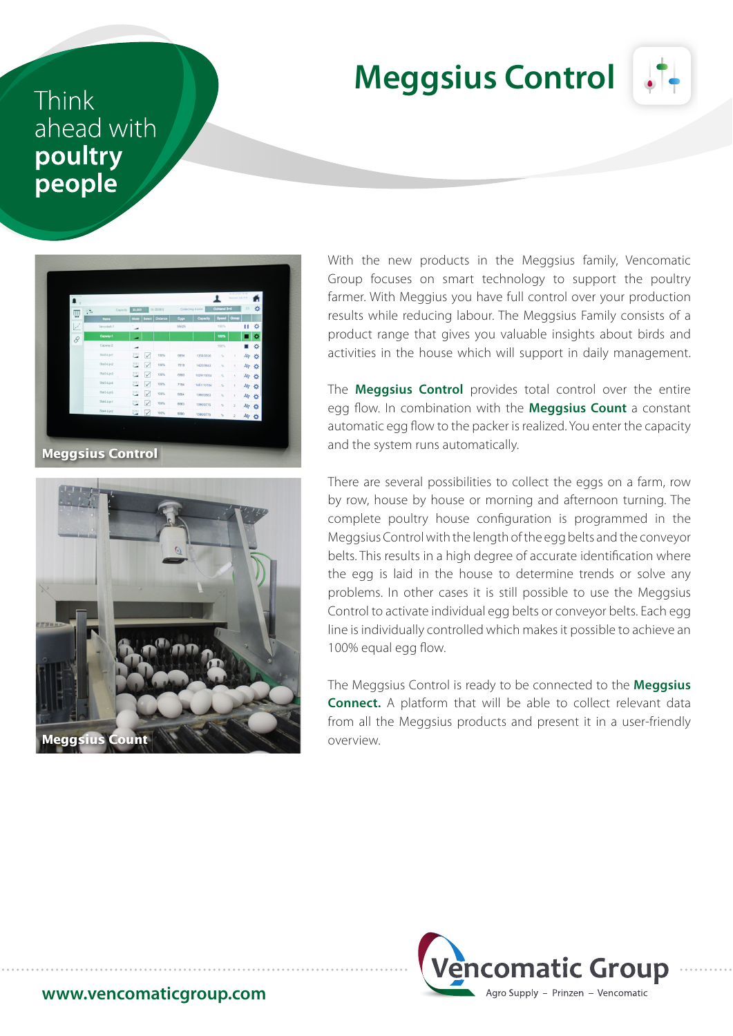Think ahead with **poultry people**

# Meggsius Control

Meggsius Control

Meggsius Count

With the new products in the Meggsius family, Vencomatic Group focuses on smart technology to support the poultry farmer. With Meggius you have full control over your production results while reducing labour. The Meggsius Family consists of a product range that gives you valuable insights about birds and activities in the house which will support in daily management.

The **Meggsius Control** provides total control over the entire egg flow. In combination with the **Meggsius Count** a constant automatic egg flow to the packer is realized. You enter the capacity and the system runs automatically.

There are several possibilities to collect the eggs on a farm, row by row, house by house or morning and afternoon turning. The complete poultry house configuration is programmed in the Meggsius Control with the length of the egg belts and the conveyor belts. This results in a high degree of accurate identification where the egg is laid in the house to determine trends or solve any problems. In other cases it is still possible to use the Meggsius Control to activate individual egg belts or conveyor belts. Each egg line is individually controlled which makes it possible to achieve an 100% equal egg flow.

The Meggsius Control is ready to be connected to the **Meggsius Connect.** A platform that will be able to collect relevant data from all the Meggsius products and present it in a user-friendly overview.

www.vencomaticgroup.com

Vencomatic Group
Agro Supply – Prinzen – Vencomatic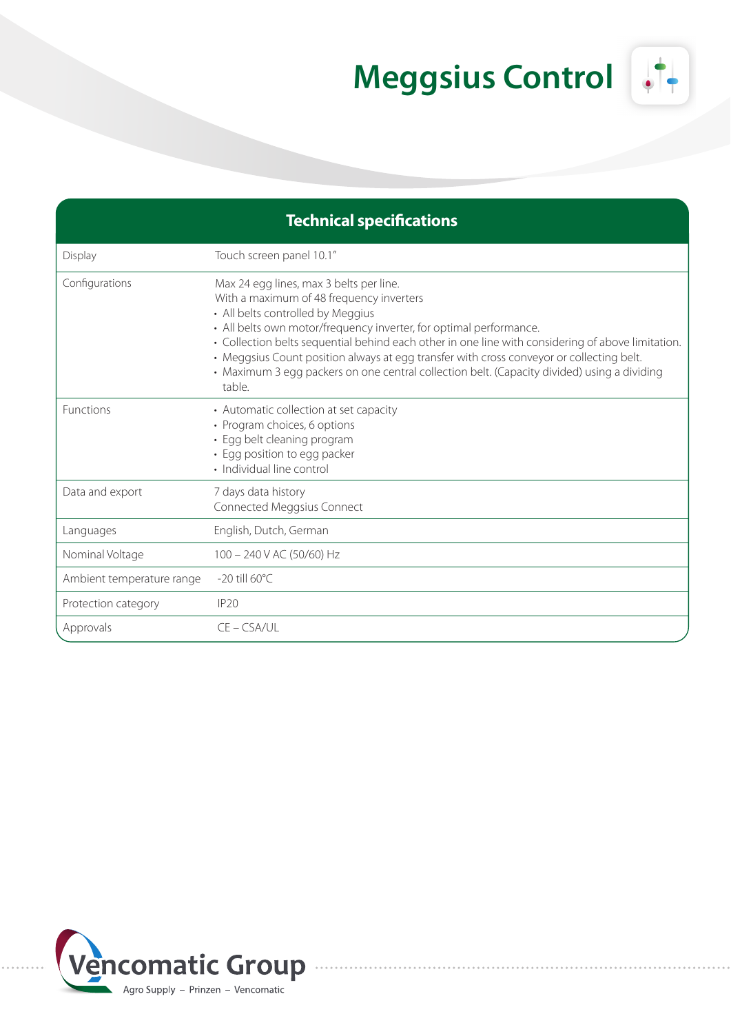# Meggsius Control

| Technical specifications | |
|---|---|
| Display | Touch screen panel 10.1" |
| Configurations | Max 24 egg lines, max 3 belts per line.<br>With a maximum of 48 frequency inverters<br>• All belts controlled by Meggius<br>• All belts own motor/frequency inverter, for optimal performance.<br>• Collection belts sequential behind each other in one line with considering of above limitation.<br>• Meggsius Count position always at egg transfer with cross conveyor or collecting belt.<br>• Maximum 3 egg packers on one central collection belt. (Capacity divided) using a dividing table. |
| Functions | • Automatic collection at set capacity<br>• Program choices, 6 options<br>• Egg belt cleaning program<br>• Egg position to egg packer<br>• Individual line control |
| Data and export | 7 days data history<br>Connected Meggsius Connect |
| Languages | English, Dutch, German |
| Nominal Voltage | 100 – 240 V AC (50/60) Hz |
| Ambient temperature range | -20 till 60°C |
| Protection category | IP20 |
| Approvals | CE – CSA/UL |

Vencomatic Group
Agro Supply – Prinzen – Vencomatic